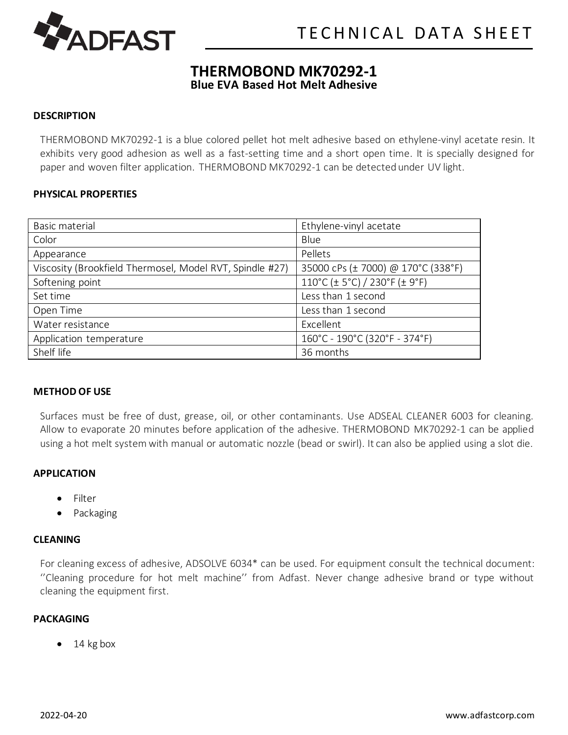# TECHNICAL DATA SHEET

## THERMOBOND MK70292-1
**Blue EVA Based Hot Melt Adhesive**

### DESCRIPTION

THERMOBOND MK70292-1 is a blue colored pellet hot melt adhesive based on ethylene-vinyl acetate resin. It exhibits very good adhesion as well as a fast-setting time and a short open time. It is specially designed for paper and woven filter application. THERMOBOND MK70292-1 can be detected under UV light.

### PHYSICAL PROPERTIES

| Property | Value |
| --- | --- |
| Basic material | Ethylene-vinyl acetate |
| Color | Blue |
| Appearance | Pellets |
| Viscosity (Brookfield Thermosel, Model RVT, Spindle #27) | 35000 cPs (± 7000) @ 170°C (338°F) |
| Softening point | 110°C (± 5°C) / 230°F (± 9°F) |
| Set time | Less than 1 second |
| Open Time | Less than 1 second |
| Water resistance | Excellent |
| Application temperature | 160°C - 190°C (320°F - 374°F) |
| Shelf life | 36 months |

### METHOD OF USE

Surfaces must be free of dust, grease, oil, or other contaminants. Use ADSEAL CLEANER 6003 for cleaning. Allow to evaporate 20 minutes before application of the adhesive. THERMOBOND MK70292-1 can be applied using a hot melt system with manual or automatic nozzle (bead or swirl). It can also be applied using a slot die.

### APPLICATION

- Filter
- Packaging

### CLEANING

For cleaning excess of adhesive, ADSOLVE 6034* can be used. For equipment consult the technical document: ''Cleaning procedure for hot melt machine'' from Adfast. Never change adhesive brand or type without cleaning the equipment first.

### PACKAGING

- 14 kg box

2022-04-20 www.adfastcorp.com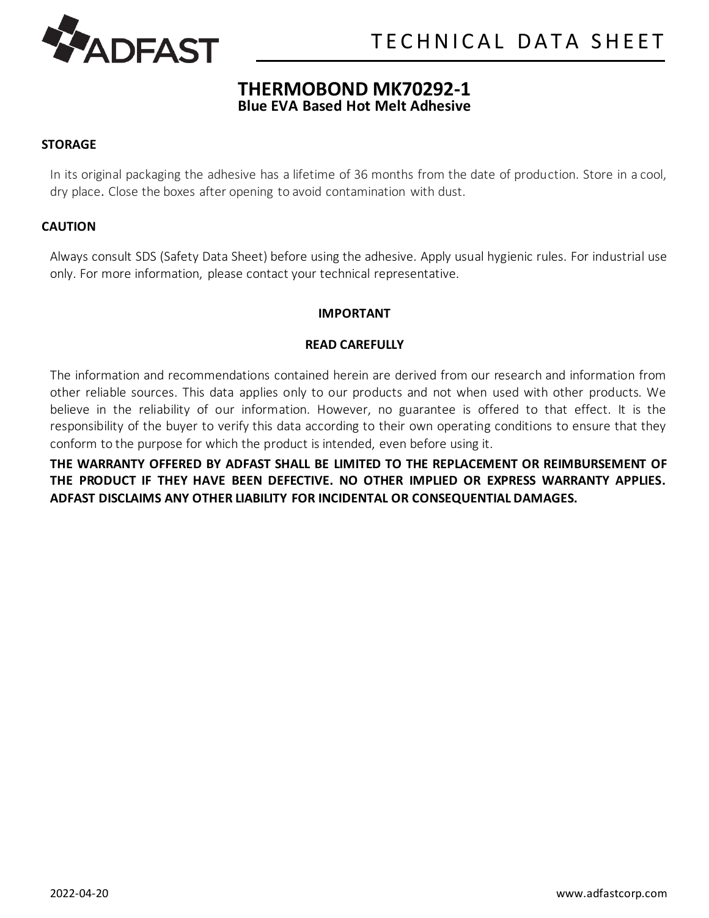## STORAGE

In its original packaging the adhesive has a lifetime of 36 months from the date of production. Store in a cool, dry place. Close the boxes after opening to avoid contamination with dust.

## CAUTION

Always consult SDS (Safety Data Sheet) before using the adhesive. Apply usual hygienic rules. For industrial use only. For more information, please contact your technical representative.

**IMPORTANT**

**READ CAREFULLY**

The information and recommendations contained herein are derived from our research and information from other reliable sources. This data applies only to our products and not when used with other products. We believe in the reliability of our information. However, no guarantee is offered to that effect. It is the responsibility of the buyer to verify this data according to their own operating conditions to ensure that they conform to the purpose for which the product is intended, even before using it.

**THE WARRANTY OFFERED BY ADFAST SHALL BE LIMITED TO THE REPLACEMENT OR REIMBURSEMENT OF THE PRODUCT IF THEY HAVE BEEN DEFECTIVE. NO OTHER IMPLIED OR EXPRESS WARRANTY APPLIES. ADFAST DISCLAIMS ANY OTHER LIABILITY FOR INCIDENTAL OR CONSEQUENTIAL DAMAGES.**